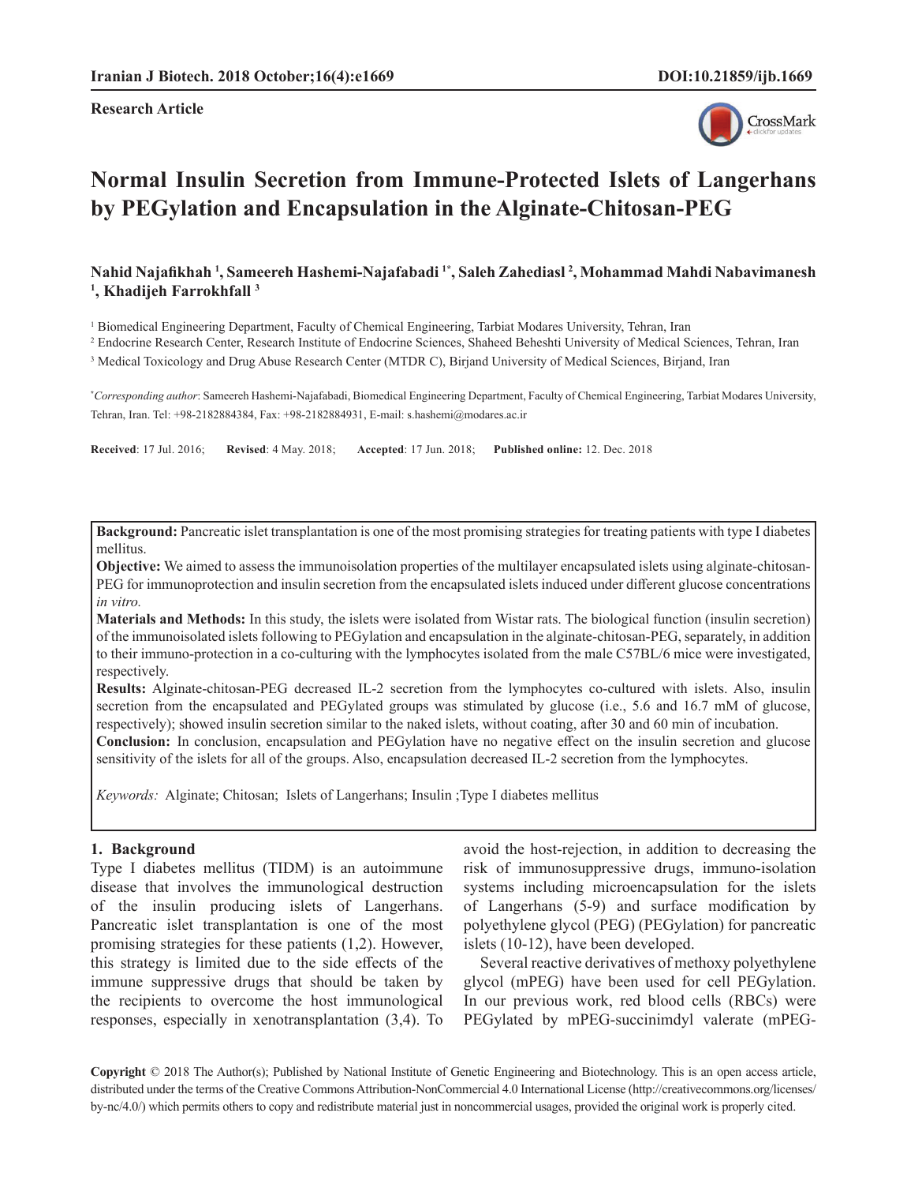**Research Article**

# Normal Insulin Secretion from Immune-Protected Islets of Langerhans by PEGylation and Encapsulation in the Alginate-Chitosan-PEG

**Nahid Najafikhah [1], Sameereh Hashemi-Najafabadi [1*], Saleh Zahediasl [2], Mohammad Mahdi Nabavimanesh [1], Khadijeh Farrokhfall [3]**

[1] Biomedical Engineering Department, Faculty of Chemical Engineering, Tarbiat Modares University, Tehran, Iran

[2] Endocrine Research Center, Research Institute of Endocrine Sciences, Shaheed Beheshti University of Medical Sciences, Tehran, Iran

[3] Medical Toxicology and Drug Abuse Research Center (MTDR C), Birjand University of Medical Sciences, Birjand, Iran

[*]*Corresponding author*: Sameereh Hashemi-Najafabadi, Biomedical Engineering Department, Faculty of Chemical Engineering, Tarbiat Modares University, Tehran, Iran. Tel: +98-2182884384, Fax: +98-2182884931, E-mail: s.hashemi@modares.ac.ir

**Received**: 17 Jul. 2016; **Revised**: 4 May. 2018; **Accepted**: 17 Jun. 2018; **Published online:** 12. Dec. 2018

**Background:** Pancreatic islet transplantation is one of the most promising strategies for treating patients with type I diabetes mellitus.

**Objective:** We aimed to assess the immunoisolation properties of the multilayer encapsulated islets using alginate-chitosan-PEG for immunoprotection and insulin secretion from the encapsulated islets induced under different glucose concentrations *in vitro.*

**Materials and Methods:** In this study, the islets were isolated from Wistar rats. The biological function (insulin secretion) of the immunoisolated islets following to PEGylation and encapsulation in the alginate-chitosan-PEG, separately, in addition to their immuno-protection in a co-culturing with the lymphocytes isolated from the male C57BL/6 mice were investigated, respectively.

**Results:** Alginate-chitosan-PEG decreased IL-2 secretion from the lymphocytes co-cultured with islets. Also, insulin secretion from the encapsulated and PEGylated groups was stimulated by glucose (i.e., 5.6 and 16.7 mM of glucose, respectively); showed insulin secretion similar to the naked islets, without coating, after 30 and 60 min of incubation.

**Conclusion:** In conclusion, encapsulation and PEGylation have no negative effect on the insulin secretion and glucose sensitivity of the islets for all of the groups. Also, encapsulation decreased IL-2 secretion from the lymphocytes.

*Keywords:* Alginate; Chitosan; Islets of Langerhans; Insulin ;Type I diabetes mellitus

## 1. Background

Type I diabetes mellitus (TIDM) is an autoimmune disease that involves the immunological destruction of the insulin producing islets of Langerhans. Pancreatic islet transplantation is one of the most promising strategies for these patients (1,2). However, this strategy is limited due to the side effects of the immune suppressive drugs that should be taken by the recipients to overcome the host immunological responses, especially in xenotransplantation (3,4). To avoid the host-rejection, in addition to decreasing the risk of immunosuppressive drugs, immuno-isolation systems including microencapsulation for the islets of Langerhans (5-9) and surface modification by polyethylene glycol (PEG) (PEGylation) for pancreatic islets (10-12), have been developed.

Several reactive derivatives of methoxy polyethylene glycol (mPEG) have been used for cell PEGylation. In our previous work, red blood cells (RBCs) were PEGylated by mPEG-succinimdyl valerate (mPEG-

**Copyright** © 2018 The Author(s); Published by National Institute of Genetic Engineering and Biotechnology. This is an open access article, distributed under the terms of the Creative Commons Attribution-NonCommercial 4.0 International License (http://creativecommons.org/licenses/by-nc/4.0/) which permits others to copy and redistribute material just in noncommercial usages, provided the original work is properly cited.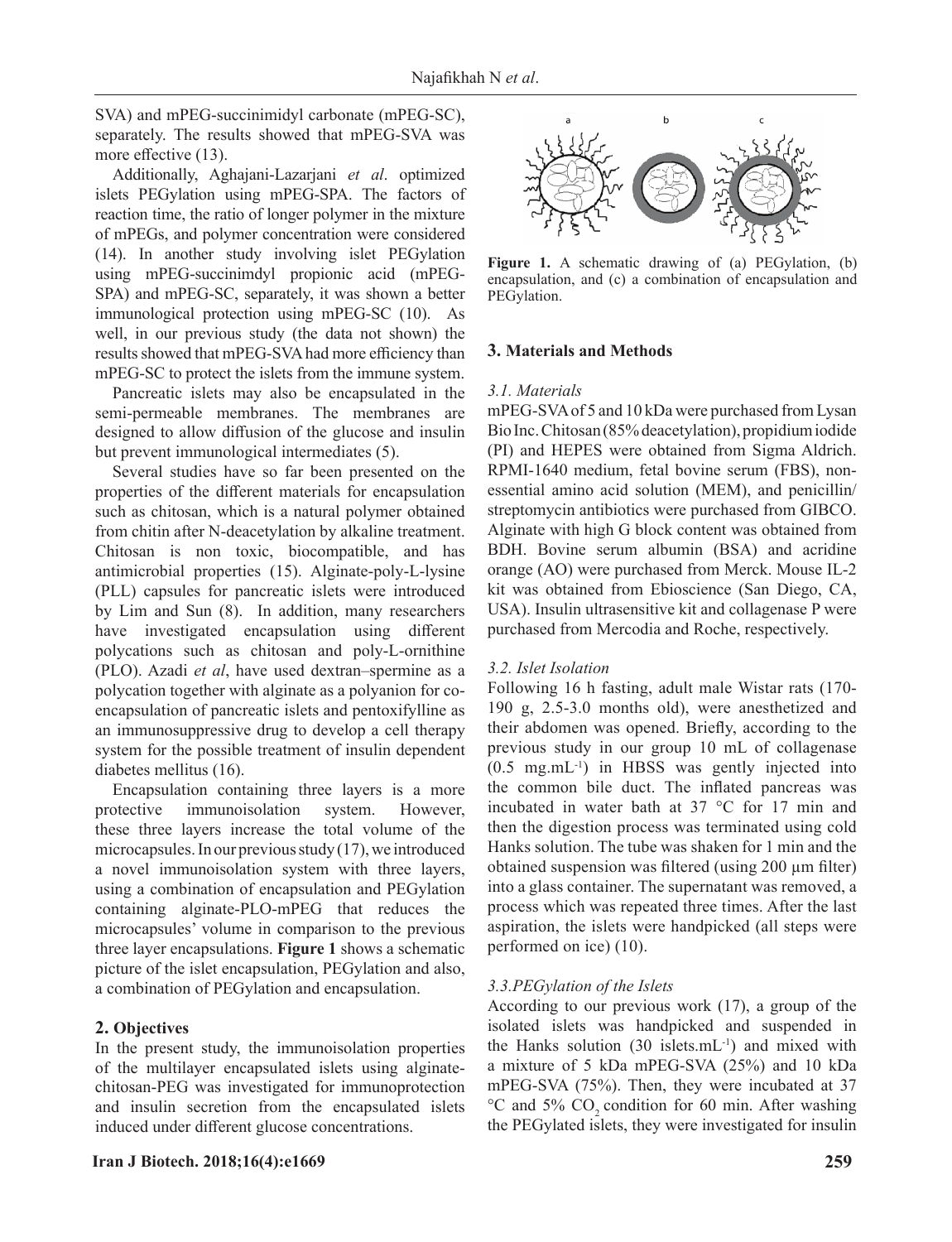SVA) and mPEG-succinimidyl carbonate (mPEG-SC), separately. The results showed that mPEG-SVA was more effective (13).

Additionally, Aghajani-Lazarjani *et al*. optimized islets PEGylation using mPEG-SPA. The factors of reaction time, the ratio of longer polymer in the mixture of mPEGs, and polymer concentration were considered (14). In another study involving islet PEGylation using mPEG-succinimidyl propionic acid (mPEG-SPA) and mPEG-SC, separately, it was shown a better immunological protection using mPEG-SC (10). As well, in our previous study (the data not shown) the results showed that mPEG-SVA had more efficiency than mPEG-SC to protect the islets from the immune system.

Pancreatic islets may also be encapsulated in the semi-permeable membranes. The membranes are designed to allow diffusion of the glucose and insulin but prevent immunological intermediates (5).

Several studies have so far been presented on the properties of the different materials for encapsulation such as chitosan, which is a natural polymer obtained from chitin after N-deacetylation by alkaline treatment. Chitosan is non toxic, biocompatible, and has antimicrobial properties (15). Alginate-poly-L-lysine (PLL) capsules for pancreatic islets were introduced by Lim and Sun (8). In addition, many researchers have investigated encapsulation using different polycations such as chitosan and poly-L-ornithine (PLO). Azadi *et al*, have used dextran–spermine as a polycation together with alginate as a polyanion for co-encapsulation of pancreatic islets and pentoxifylline as an immunosuppressive drug to develop a cell therapy system for the possible treatment of insulin dependent diabetes mellitus (16).

Encapsulation containing three layers is a more protective immunoisolation system. However, these three layers increase the total volume of the microcapsules. In our previous study (17), we introduced a novel immunoisolation system with three layers, using a combination of encapsulation and PEGylation containing alginate-PLO-mPEG that reduces the microcapsules' volume in comparison to the previous three layer encapsulations. **Figure 1** shows a schematic picture of the islet encapsulation, PEGylation and also, a combination of PEGylation and encapsulation.

**Figure 1.** A schematic drawing of (a) PEGylation, (b) encapsulation, and (c) a combination of encapsulation and PEGylation.

## 2. Objectives

In the present study, the immunoisolation properties of the multilayer encapsulated islets using alginate-chitosan-PEG was investigated for immunoprotection and insulin secretion from the encapsulated islets induced under different glucose concentrations.

## 3. Materials and Methods

### 3.1. Materials

mPEG-SVA of 5 and 10 kDa were purchased from Lysan Bio Inc. Chitosan (85% deacetylation), propidium iodide (PI) and HEPES were obtained from Sigma Aldrich. RPMI-1640 medium, fetal bovine serum (FBS), non-essential amino acid solution (MEM), and penicillin/streptomycin antibiotics were purchased from GIBCO. Alginate with high G block content was obtained from BDH. Bovine serum albumin (BSA) and acridine orange (AO) were purchased from Merck. Mouse IL-2 kit was obtained from Ebioscience (San Diego, CA, USA). Insulin ultrasensitive kit and collagenase P were purchased from Mercodia and Roche, respectively.

### 3.2. Islet Isolation

Following 16 h fasting, adult male Wistar rats (170-190 g, 2.5-3.0 months old), were anesthetized and their abdomen was opened. Briefly, according to the previous study in our group 10 mL of collagenase (0.5 $mg.mL^{-1}$) in HBSS was gently injected into the common bile duct. The inflated pancreas was incubated in water bath at 37 °C for 17 min and then the digestion process was terminated using cold Hanks solution. The tube was shaken for 1 min and the obtained suspension was filtered (using 200 µm filter) into a glass container. The supernatant was removed, a process which was repeated three times. After the last aspiration, the islets were handpicked (all steps were performed on ice) (10).

### 3.3. PEGylation of the Islets

According to our previous work (17), a group of the isolated islets was handpicked and suspended in the Hanks solution (30 $islets.mL^{-1}$) and mixed with a mixture of 5 kDa mPEG-SVA (25%) and 10 kDa mPEG-SVA (75%). Then, they were incubated at 37 °C and 5% $CO_2$ condition for 60 min. After washing the PEGylated islets, they were investigated for insulin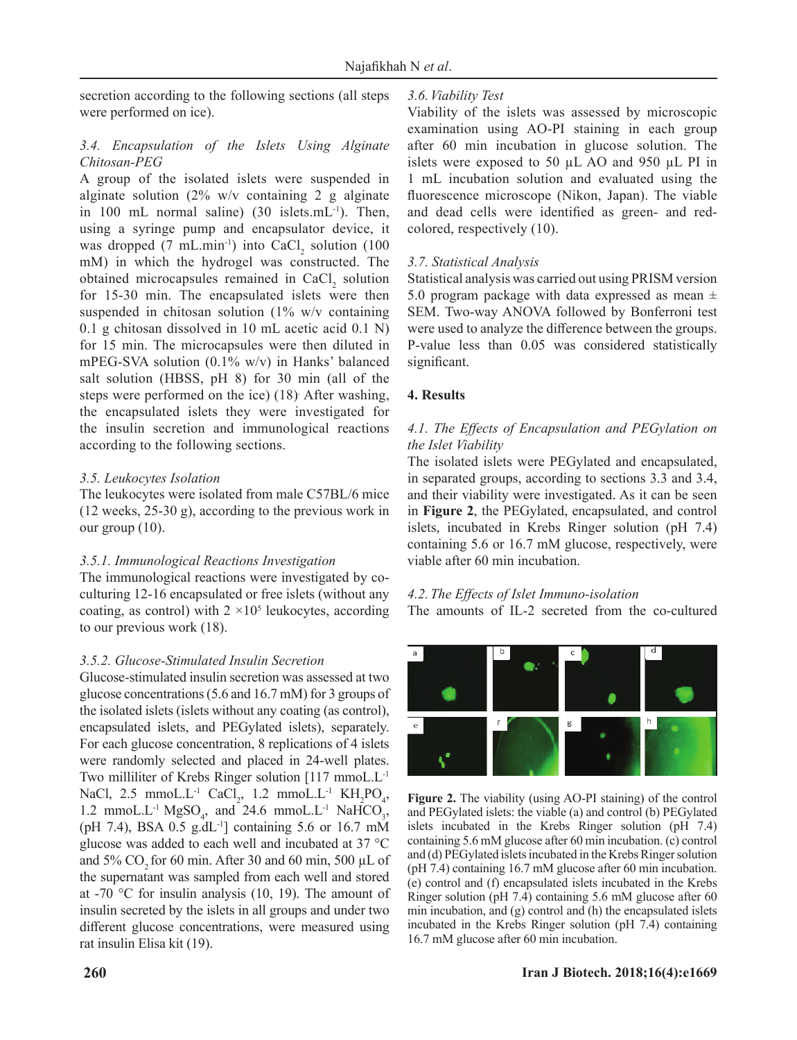secretion according to the following sections (all steps were performed on ice).

### 3.4. Encapsulation of the Islets Using Alginate Chitosan-PEG

A group of the isolated islets were suspended in alginate solution (2% w/v containing 2 g alginate in 100 mL normal saline) (30 islets.mL$^{-1}$). Then, using a syringe pump and encapsulator device, it was dropped (7 mL.min$^{-1}$) into $CaCl_2$ solution (100 mM) in which the hydrogel was constructed. The obtained microcapsules remained in $CaCl_2$ solution for 15-30 min. The encapsulated islets were then suspended in chitosan solution (1% w/v containing 0.1 g chitosan dissolved in 10 mL acetic acid 0.1 N) for 15 min. The microcapsules were then diluted in mPEG-SVA solution (0.1% w/v) in Hanks' balanced salt solution (HBSS, pH 8) for 30 min (all of the steps were performed on the ice) (18). After washing, the encapsulated islets they were investigated for the insulin secretion and immunological reactions according to the following sections.

### 3.5. Leukocytes Isolation

The leukocytes were isolated from male C57BL/6 mice (12 weeks, 25-30 g), according to the previous work in our group (10).

#### 3.5.1. Immunological Reactions Investigation

The immunological reactions were investigated by co-culturing 12-16 encapsulated or free islets (without any coating, as control) with $2 \times 10^5$ leukocytes, according to our previous work (18).

#### 3.5.2. Glucose-Stimulated Insulin Secretion

Glucose-stimulated insulin secretion was assessed at two glucose concentrations (5.6 and 16.7 mM) for 3 groups of the isolated islets (islets without any coating (as control), encapsulated islets, and PEGylated islets), separately. For each glucose concentration, 8 replications of 4 islets were randomly selected and placed in 24-well plates. Two milliliter of Krebs Ringer solution [117 mmoL.L$^{-1}$ NaCl, 2.5 mmoL.L$^{-1}$ $CaCl_2$, 1.2 mmoL.L$^{-1}$ $KH_2PO_4$, 1.2 mmoL.L$^{-1}$ $MgSO_4$, and 24.6 mmoL.L$^{-1}$ $NaHCO_3$, (pH 7.4), BSA 0.5 g.dL$^{-1}$] containing 5.6 or 16.7 mM glucose was added to each well and incubated at 37 °C and 5% $CO_2$ for 60 min. After 30 and 60 min, 500 µL of the supernatant was sampled from each well and stored at -70 °C for insulin analysis (10, 19). The amount of insulin secreted by the islets in all groups and under two different glucose concentrations, were measured using rat insulin Elisa kit (19).

### 3.6. Viability Test

Viability of the islets was assessed by microscopic examination using AO-PI staining in each group after 60 min incubation in glucose solution. The islets were exposed to 50 µL AO and 950 µL PI in 1 mL incubation solution and evaluated using the fluorescence microscope (Nikon, Japan). The viable and dead cells were identified as green- and red-colored, respectively (10).

### 3.7. Statistical Analysis

Statistical analysis was carried out using PRISM version 5.0 program package with data expressed as mean ± SEM. Two-way ANOVA followed by Bonferroni test were used to analyze the difference between the groups. P-value less than 0.05 was considered statistically significant.

## 4. Results

### 4.1. The Effects of Encapsulation and PEGylation on the Islet Viability

The isolated islets were PEGylated and encapsulated, in separated groups, according to sections 3.3 and 3.4, and their viability were investigated. As it can be seen in **Figure 2**, the PEGylated, encapsulated, and control islets, incubated in Krebs Ringer solution (pH 7.4) containing 5.6 or 16.7 mM glucose, respectively, were viable after 60 min incubation.

### 4.2. The Effects of Islet Immuno-isolation

The amounts of IL-2 secreted from the co-cultured

**Figure 2.** The viability (using AO-PI staining) of the control and PEGylated islets: the viable (a) and control (b) PEGylated islets incubated in the Krebs Ringer solution (pH 7.4) containing 5.6 mM glucose after 60 min incubation. (c) control and (d) PEGylated islets incubated in the Krebs Ringer solution (pH 7.4) containing 16.7 mM glucose after 60 min incubation. (e) control and (f) encapsulated islets incubated in the Krebs Ringer solution (pH 7.4) containing 5.6 mM glucose after 60 min incubation, and (g) control and (h) the encapsulated islets incubated in the Krebs Ringer solution (pH 7.4) containing 16.7 mM glucose after 60 min incubation.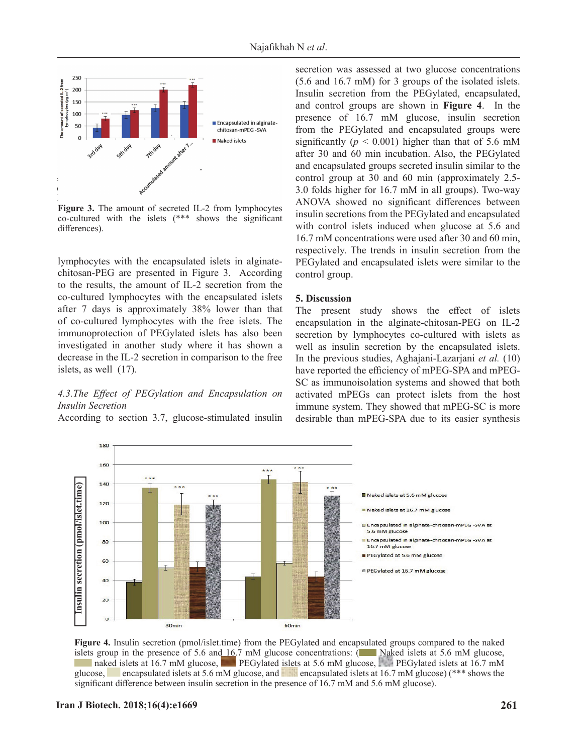**Figure 3.** The amount of secreted IL-2 from lymphocytes co-cultured with the islets (*** shows the significant differences).

lymphocytes with the encapsulated islets in alginate-chitosan-PEG are presented in Figure 3. According to the results, the amount of IL-2 secretion from the co-cultured lymphocytes with the encapsulated islets after 7 days is approximately 38% lower than that of co-cultured lymphocytes with the free islets. The immunoprotection of PEGylated islets has also been investigated in another study where it has shown a decrease in the IL-2 secretion in comparison to the free islets, as well (17).

### *4.3.The Effect of PEGylation and Encapsulation on Insulin Secretion*

According to section 3.7, glucose-stimulated insulin secretion was assessed at two glucose concentrations (5.6 and 16.7 mM) for 3 groups of the isolated islets. Insulin secretion from the PEGylated, encapsulated, and control groups are shown in **Figure 4**. In the presence of 16.7 mM glucose, insulin secretion from the PEGylated and encapsulated groups were significantly ($p < 0.001$) higher than that of 5.6 mM after 30 and 60 min incubation. Also, the PEGylated and encapsulated groups secreted insulin similar to the control group at 30 and 60 min (approximately 2.5-3.0 folds higher for 16.7 mM in all groups). Two-way ANOVA showed no significant differences between insulin secretions from the PEGylated and encapsulated with control islets induced when glucose at 5.6 and 16.7 mM concentrations were used after 30 and 60 min, respectively. The trends in insulin secretion from the PEGylated and encapsulated islets were similar to the control group.

## 5. Discussion

The present study shows the effect of islets encapsulation in the alginate-chitosan-PEG on IL-2 secretion by lymphocytes co-cultured with islets as well as insulin secretion by the encapsulated islets. In the previous studies, Aghajani-Lazarjani *et al.* (10) have reported the efficiency of mPEG-SPA and mPEG-SC as immunoisolation systems and showed that both activated mPEGs can protect islets from the host immune system. They showed that mPEG-SC is more desirable than mPEG-SPA due to its easier synthesis

**Figure 4.** Insulin secretion (pmol/islet.time) from the PEGylated and encapsulated groups compared to the naked islets group in the presence of 5.6 and 16.7 mM glucose concentrations: ( Naked islets at 5.6 mM glucose, naked islets at 16.7 mM glucose, PEGylated islets at 5.6 mM glucose, PEGylated islets at 16.7 mM glucose, encapsulated islets at 5.6 mM glucose, and encapsulated islets at 16.7 mM glucose) (*** shows the significant difference between insulin secretion in the presence of 16.7 mM and 5.6 mM glucose).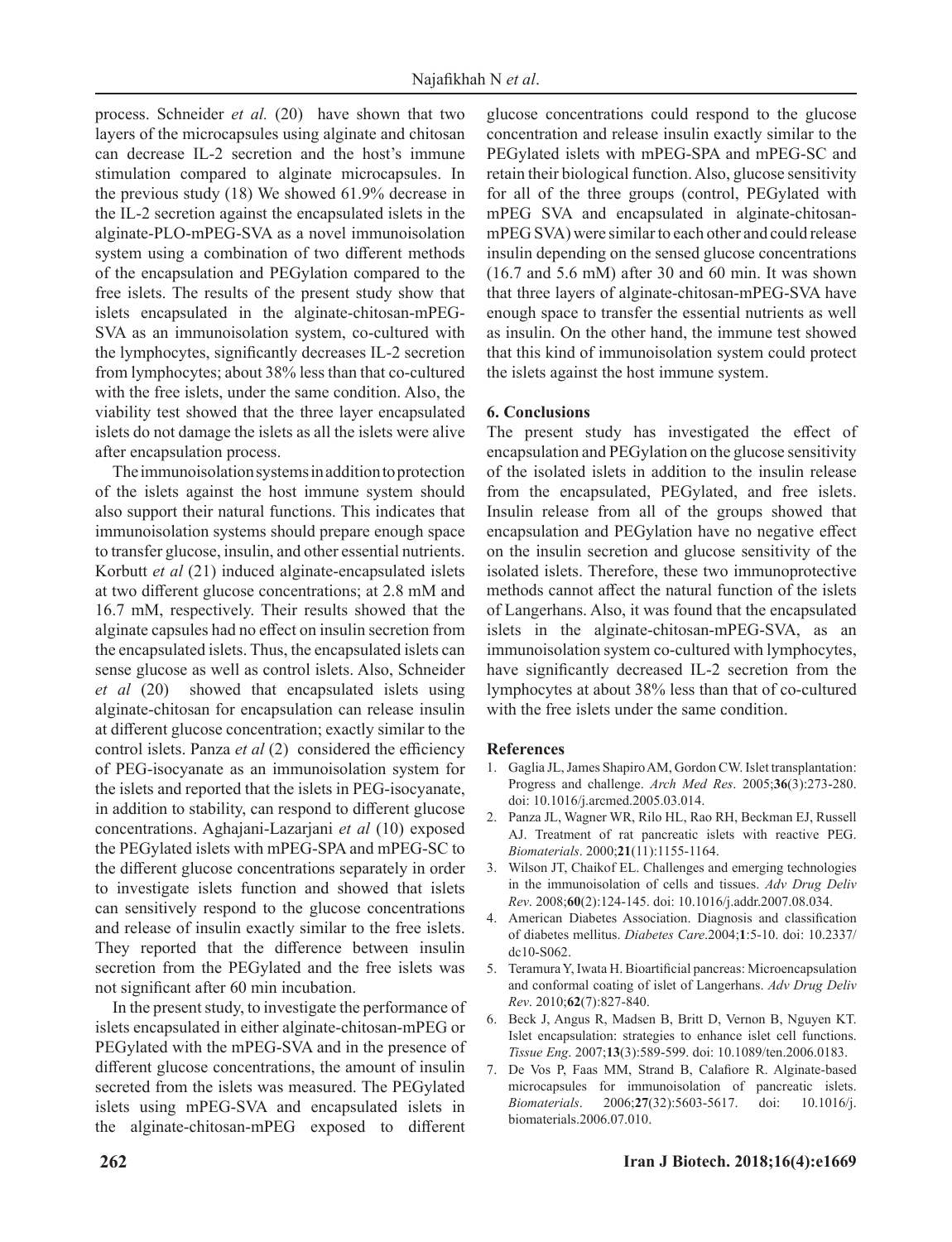process. Schneider *et al.* (20) have shown that two layers of the microcapsules using alginate and chitosan can decrease IL-2 secretion and the host's immune stimulation compared to alginate microcapsules. In the previous study (18) We showed 61.9% decrease in the IL-2 secretion against the encapsulated islets in the alginate-PLO-mPEG-SVA as a novel immunoisolation system using a combination of two different methods of the encapsulation and PEGylation compared to the free islets. The results of the present study show that islets encapsulated in the alginate-chitosan-mPEG-SVA as an immunoisolation system, co-cultured with the lymphocytes, significantly decreases IL-2 secretion from lymphocytes; about 38% less than that co-cultured with the free islets, under the same condition. Also, the viability test showed that the three layer encapsulated islets do not damage the islets as all the islets were alive after encapsulation process.

The immunoisolation systems in addition to protection of the islets against the host immune system should also support their natural functions. This indicates that immunoisolation systems should prepare enough space to transfer glucose, insulin, and other essential nutrients. Korbutt *et al* (21) induced alginate-encapsulated islets at two different glucose concentrations; at 2.8 mM and 16.7 mM, respectively. Their results showed that the alginate capsules had no effect on insulin secretion from the encapsulated islets. Thus, the encapsulated islets can sense glucose as well as control islets. Also, Schneider *et al* (20) showed that encapsulated islets using alginate-chitosan for encapsulation can release insulin at different glucose concentration; exactly similar to the control islets. Panza *et al* (2) considered the efficiency of PEG-isocyanate as an immunoisolation system for the islets and reported that the islets in PEG-isocyanate, in addition to stability, can respond to different glucose concentrations. Aghajani-Lazarjani *et al* (10) exposed the PEGylated islets with mPEG-SPA and mPEG-SC to the different glucose concentrations separately in order to investigate islets function and showed that islets can sensitively respond to the glucose concentrations and release of insulin exactly similar to the free islets. They reported that the difference between insulin secretion from the PEGylated and the free islets was not significant after 60 min incubation.

In the present study, to investigate the performance of islets encapsulated in either alginate-chitosan-mPEG or PEGylated with the mPEG-SVA and in the presence of different glucose concentrations, the amount of insulin secreted from the islets was measured. The PEGylated islets using mPEG-SVA and encapsulated islets in the alginate-chitosan-mPEG exposed to different glucose concentrations could respond to the glucose concentration and release insulin exactly similar to the PEGylated islets with mPEG-SPA and mPEG-SC and retain their biological function. Also, glucose sensitivity for all of the three groups (control, PEGylated with mPEG SVA and encapsulated in alginate-chitosan-mPEG SVA) were similar to each other and could release insulin depending on the sensed glucose concentrations (16.7 and 5.6 mM) after 30 and 60 min. It was shown that three layers of alginate-chitosan-mPEG-SVA have enough space to transfer the essential nutrients as well as insulin. On the other hand, the immune test showed that this kind of immunoisolation system could protect the islets against the host immune system.

## 6. Conclusions

The present study has investigated the effect of encapsulation and PEGylation on the glucose sensitivity of the isolated islets in addition to the insulin release from the encapsulated, PEGylated, and free islets. Insulin release from all of the groups showed that encapsulation and PEGylation have no negative effect on the insulin secretion and glucose sensitivity of the isolated islets. Therefore, these two immunoprotective methods cannot affect the natural function of the islets of Langerhans. Also, it was found that the encapsulated islets in the alginate-chitosan-mPEG-SVA, as an immunoisolation system co-cultured with lymphocytes, have significantly decreased IL-2 secretion from the lymphocytes at about 38% less than that of co-cultured with the free islets under the same condition.

## References

1. Gaglia JL, James Shapiro AM, Gordon CW. Islet transplantation: Progress and challenge. *Arch Med Res*. 2005;**36**(3):273-280. doi: 10.1016/j.arcmed.2005.03.014.
2. Panza JL, Wagner WR, Rilo HL, Rao RH, Beckman EJ, Russell AJ. Treatment of rat pancreatic islets with reactive PEG. *Biomaterials*. 2000;**21**(11):1155-1164.
3. Wilson JT, Chaikof EL. Challenges and emerging technologies in the immunoisolation of cells and tissues. *Adv Drug Deliv Rev*. 2008;**60**(2):124-145. doi: 10.1016/j.addr.2007.08.034.
4. American Diabetes Association. Diagnosis and classification of diabetes mellitus. *Diabetes Care*.2004;**1**:5-10. doi: 10.2337/dc10-S062.
5. Teramura Y, Iwata H. Bioartificial pancreas: Microencapsulation and conformal coating of islet of Langerhans. *Adv Drug Deliv Rev*. 2010;**62**(7):827-840.
6. Beck J, Angus R, Madsen B, Britt D, Vernon B, Nguyen KT. Islet encapsulation: strategies to enhance islet cell functions. *Tissue Eng*. 2007;**13**(3):589-599. doi: 10.1089/ten.2006.0183.
7. De Vos P, Faas MM, Strand B, Calafiore R. Alginate-based microcapsules for immunoisolation of pancreatic islets. *Biomaterials*. 2006;**27**(32):5603-5617. doi: 10.1016/j.biomaterials.2006.07.010.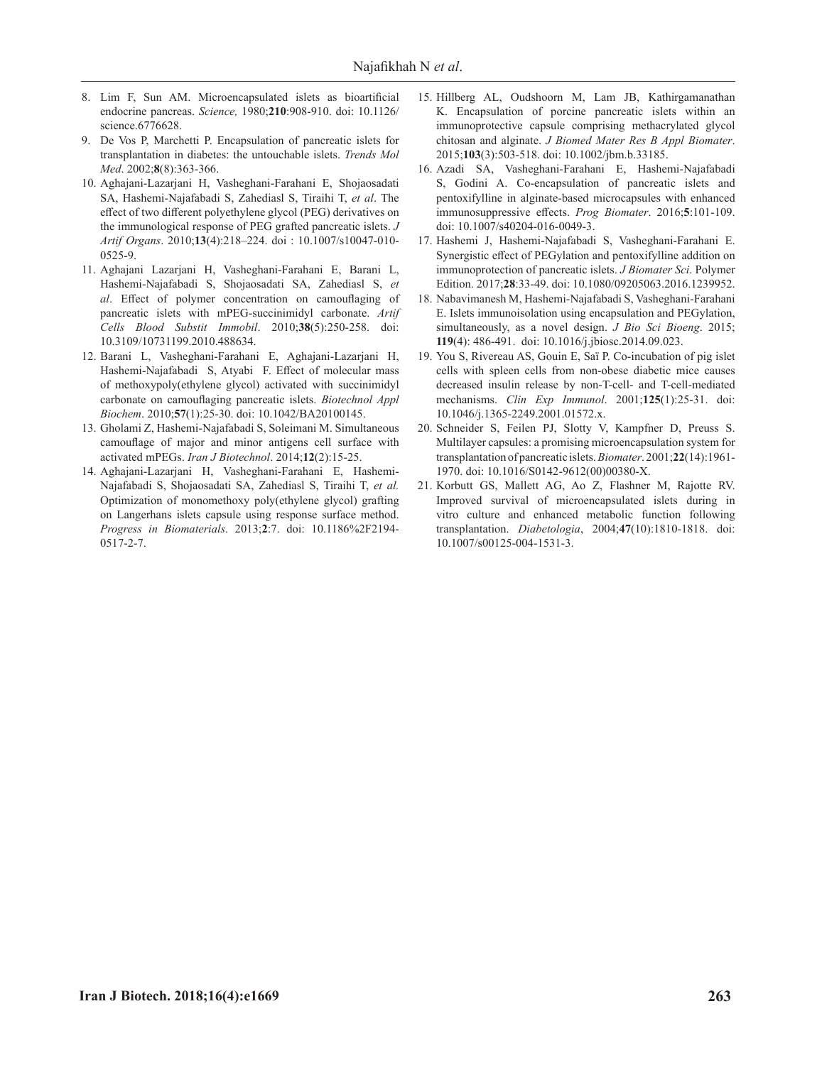8. Lim F, Sun AM. Microencapsulated islets as bioartificial endocrine pancreas. *Science,* 1980;**210**:908-910. doi: 10.1126/science.6776628.
9. De Vos P, Marchetti P. Encapsulation of pancreatic islets for transplantation in diabetes: the untouchable islets. *Trends Mol Med*. 2002;**8**(8):363-366.
10. Aghajani-Lazarjani H, Vasheghani-Farahani E, Shojaosadati SA, Hashemi-Najafabadi S, Zahediasl S, Tiraihi T, *et al*. The effect of two different polyethylene glycol (PEG) derivatives on the immunological response of PEG grafted pancreatic islets. *J Artif Organs*. 2010;**13**(4):218–224. doi : 10.1007/s10047-010-0525-9.
11. Aghajani Lazarjani H, Vasheghani-Farahani E, Barani L, Hashemi-Najafabadi S, Shojaosadati SA, Zahediasl S, *et al*. Effect of polymer concentration on camouflaging of pancreatic islets with mPEG-succinimidyl carbonate. *Artif Cells Blood Substit Immobil*. 2010;**38**(5):250-258. doi: 10.3109/10731199.2010.488634.
12. Barani L, Vasheghani-Farahani E, Aghajani-Lazarjani H, Hashemi-Najafabadi S, Atyabi F. Effect of molecular mass of methoxypoly(ethylene glycol) activated with succinimidyl carbonate on camouflaging pancreatic islets. *Biotechnol Appl Biochem*. 2010;**57**(1):25-30. doi: 10.1042/BA20100145.
13. Gholami Z, Hashemi-Najafabadi S, Soleimani M. Simultaneous camouflage of major and minor antigens cell surface with activated mPEGs. *Iran J Biotechnol*. 2014;**12**(2):15-25.
14. Aghajani-Lazarjani H, Vasheghani-Farahani E, Hashemi-Najafabadi S, Shojaosadati SA, Zahediasl S, Tiraihi T, *et al.* Optimization of monomethoxy poly(ethylene glycol) grafting on Langerhans islets capsule using response surface method. *Progress in Biomaterials*. 2013;**2**:7. doi: 10.1186%2F2194-0517-2-7.
15. Hillberg AL, Oudshoorn M, Lam JB, Kathirgamanathan K. Encapsulation of porcine pancreatic islets within an immunoprotective capsule comprising methacrylated glycol chitosan and alginate. *J Biomed Mater Res B Appl Biomater*. 2015;**103**(3):503-518. doi: 10.1002/jbm.b.33185.
16. Azadi SA, Vasheghani-Farahani E, Hashemi-Najafabadi S, Godini A. Co-encapsulation of pancreatic islets and pentoxifylline in alginate-based microcapsules with enhanced immunosuppressive effects. *Prog Biomater*. 2016;**5**:101-109. doi: 10.1007/s40204-016-0049-3.
17. Hashemi J, Hashemi-Najafabadi S, Vasheghani-Farahani E. Synergistic effect of PEGylation and pentoxifylline addition on immunoprotection of pancreatic islets. *J Biomater Sci*. Polymer Edition. 2017;**28**:33-49. doi: 10.1080/09205063.2016.1239952.
18. Nabavimanesh M, Hashemi-Najafabadi S, Vasheghani-Farahani E. Islets immunoisolation using encapsulation and PEGylation, simultaneously, as a novel design. *J Bio Sci Bioeng*. 2015; **119**(4): 486-491. doi: 10.1016/j.jbiosc.2014.09.023.
19. You S, Rivereau AS, Gouin E, Saï P. Co-incubation of pig islet cells with spleen cells from non-obese diabetic mice causes decreased insulin release by non-T-cell- and T-cell-mediated mechanisms. *Clin Exp Immunol*. 2001;**125**(1):25-31. doi: 10.1046/j.1365-2249.2001.01572.x.
20. Schneider S, Feilen PJ, Slotty V, Kampfner D, Preuss S. Multilayer capsules: a promising microencapsulation system for transplantation of pancreatic islets. *Biomater*. 2001;**22**(14):1961-1970. doi: 10.1016/S0142-9612(00)00380-X.
21. Korbutt GS, Mallett AG, Ao Z, Flashner M, Rajotte RV. Improved survival of microencapsulated islets during in vitro culture and enhanced metabolic function following transplantation. *Diabetologia*, 2004;**47**(10):1810-1818. doi: 10.1007/s00125-004-1531-3.